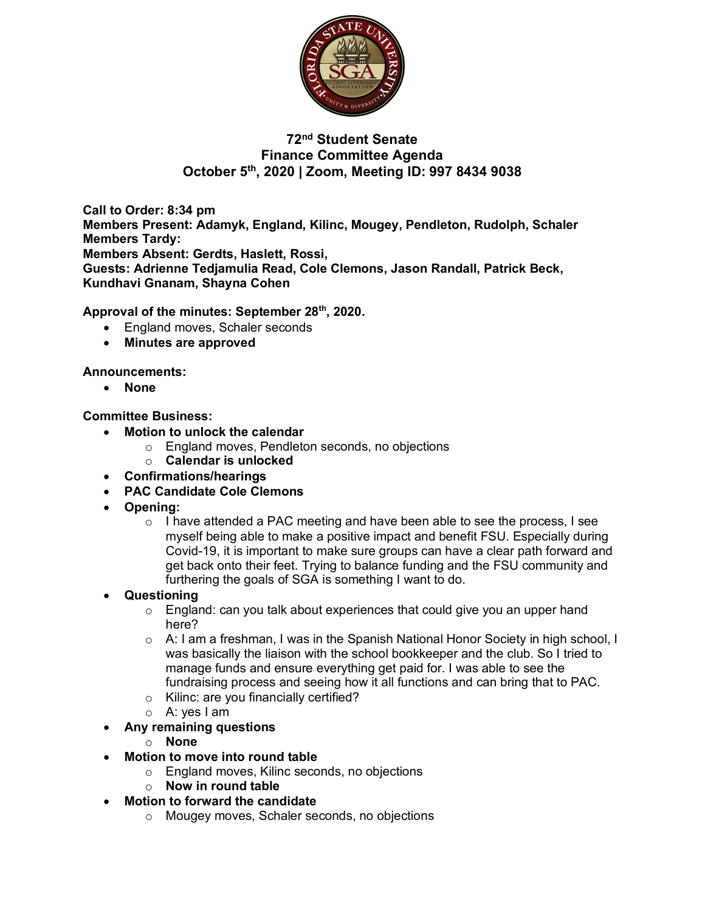# 72nd Student Senate
## Finance Committee Agenda
## October 5th, 2020 | Zoom, Meeting ID: 997 8434 9038

**Call to Order: 8:34 pm**
**Members Present: Adamyk, England, Kilinc, Mougey, Pendleton, Rudolph, Schaler**
**Members Tardy:**
**Members Absent: Gerdts, Haslett, Rossi,**
**Guests: Adrienne Tedjamulia Read, Cole Clemons, Jason Randall, Patrick Beck, Kundhavi Gnanam, Shayna Cohen**

**Approval of the minutes: September 28th, 2020.**

- England moves, Schaler seconds
- **Minutes are approved**

**Announcements:**

- **None**

**Committee Business:**

- **Motion to unlock the calendar**
  - England moves, Pendleton seconds, no objections
  - **Calendar is unlocked**
- **Confirmations/hearings**
- **PAC Candidate Cole Clemons**
- **Opening:**
  - I have attended a PAC meeting and have been able to see the process, I see myself being able to make a positive impact and benefit FSU. Especially during Covid-19, it is important to make sure groups can have a clear path forward and get back onto their feet. Trying to balance funding and the FSU community and furthering the goals of SGA is something I want to do.
- **Questioning**
  - England: can you talk about experiences that could give you an upper hand here?
  - A: I am a freshman, I was in the Spanish National Honor Society in high school, I was basically the liaison with the school bookkeeper and the club. So I tried to manage funds and ensure everything get paid for. I was able to see the fundraising process and seeing how it all functions and can bring that to PAC.
  - Kilinc: are you financially certified?
  - A: yes I am
- **Any remaining questions**
  - **None**
- **Motion to move into round table**
  - England moves, Kilinc seconds, no objections
  - **Now in round table**
- **Motion to forward the candidate**
  - Mougey moves, Schaler seconds, no objections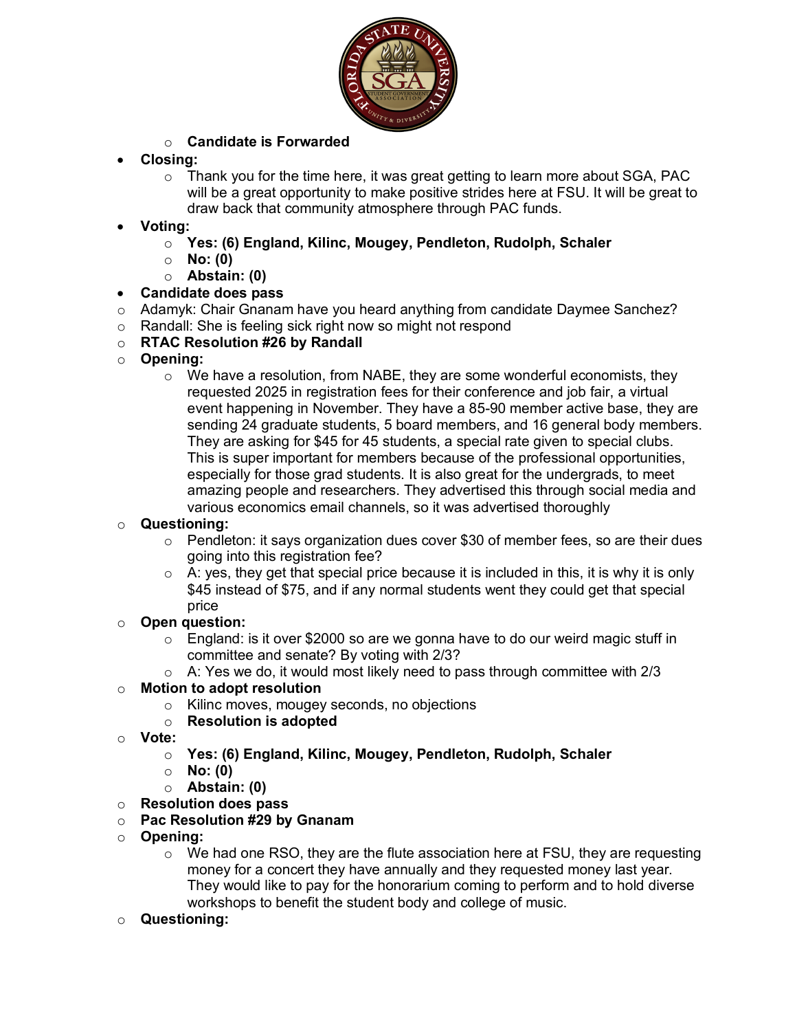- **Candidate is Forwarded**

- **Closing:**
    - Thank you for the time here, it was great getting to learn more about SGA, PAC will be a great opportunity to make positive strides here at FSU. It will be great to draw back that community atmosphere through PAC funds.
- **Voting:**
    - **Yes: (6) England, Kilinc, Mougey, Pendleton, Rudolph, Schaler**
    - **No: (0)**
    - **Abstain: (0)**
- **Candidate does pass**

- Adamyk: Chair Gnanam have you heard anything from candidate Daymee Sanchez?
- Randall: She is feeling sick right now so might not respond
- **RTAC Resolution #26 by Randall**
- **Opening:**
    - We have a resolution, from NABE, they are some wonderful economists, they requested 2025 in registration fees for their conference and job fair, a virtual event happening in November. They have a 85-90 member active base, they are sending 24 graduate students, 5 board members, and 16 general body members. They are asking for $45 for 45 students, a special rate given to special clubs. This is super important for members because of the professional opportunities, especially for those grad students. It is also great for the undergrads, to meet amazing people and researchers. They advertised this through social media and various economics email channels, so it was advertised thoroughly
- **Questioning:**
    - Pendleton: it says organization dues cover $30 of member fees, so are their dues going into this registration fee?
    - A: yes, they get that special price because it is included in this, it is why it is only $45 instead of $75, and if any normal students went they could get that special price
- **Open question:**
    - England: is it over $2000 so are we gonna have to do our weird magic stuff in committee and senate? By voting with 2/3?
    - A: Yes we do, it would most likely need to pass through committee with 2/3
- **Motion to adopt resolution**
    - Kilinc moves, mougey seconds, no objections
    - **Resolution is adopted**
- **Vote:**
    - **Yes: (6) England, Kilinc, Mougey, Pendleton, Rudolph, Schaler**
    - **No: (0)**
    - **Abstain: (0)**
- **Resolution does pass**
- **Pac Resolution #29 by Gnanam**
- **Opening:**
    - We had one RSO, they are the flute association here at FSU, they are requesting money for a concert they have annually and they requested money last year. They would like to pay for the honorarium coming to perform and to hold diverse workshops to benefit the student body and college of music.
- **Questioning:**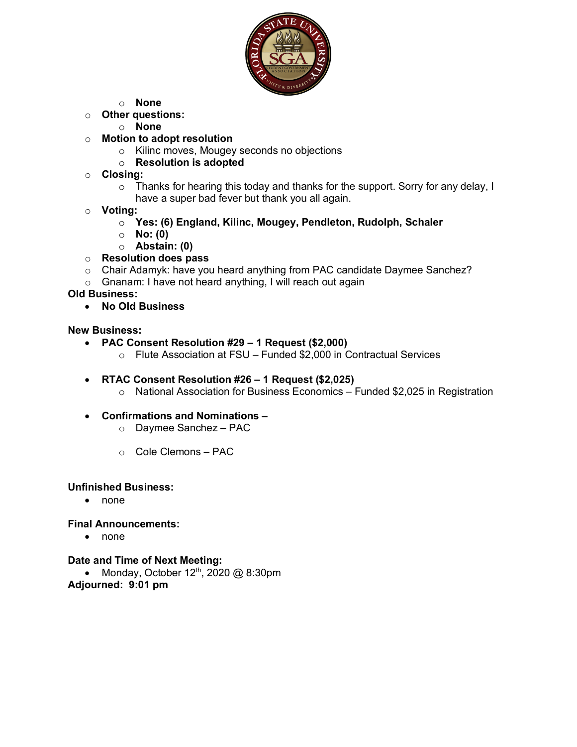- **None**
- **Other questions:**
  - **None**
- **Motion to adopt resolution**
  - Kilinc moves, Mougey seconds no objections
  - **Resolution is adopted**
- **Closing:**
  - Thanks for hearing this today and thanks for the support. Sorry for any delay, I have a super bad fever but thank you all again.
- **Voting:**
  - **Yes: (6) England, Kilinc, Mougey, Pendleton, Rudolph, Schaler**
  - **No: (0)**
  - **Abstain: (0)**
- **Resolution does pass**
- Chair Adamyk: have you heard anything from PAC candidate Daymee Sanchez?
- Gnanam: I have not heard anything, I will reach out again

**Old Business:**

- **No Old Business**

**New Business:**

- **PAC Consent Resolution #29 – 1 Request ($2,000)**
  - Flute Association at FSU – Funded $2,000 in Contractual Services
- **RTAC Consent Resolution #26 – 1 Request ($2,025)**
  - National Association for Business Economics – Funded $2,025 in Registration
- **Confirmations and Nominations –**
  - Daymee Sanchez – PAC
  - Cole Clemons – PAC

**Unfinished Business:**

- none

**Final Announcements:**

- none

**Date and Time of Next Meeting:**

- Monday, October 12th, 2020 @ 8:30pm

**Adjourned: 9:01 pm**